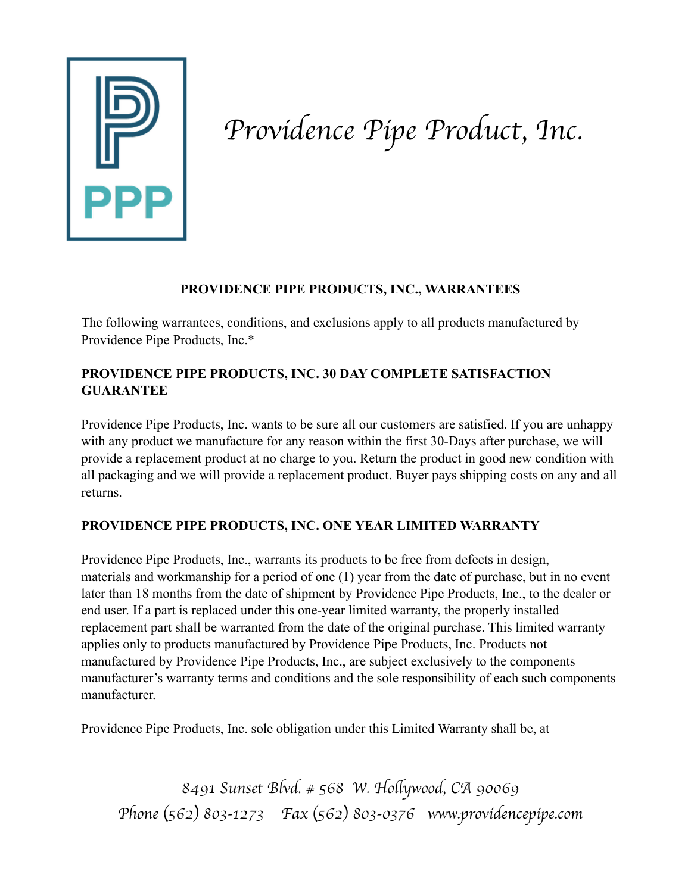# Providence Pipe Product, Inc.

**PROVIDENCE PIPE PRODUCTS, INC., WARRANTEES**

The following warrantees, conditions, and exclusions apply to all products manufactured by Providence Pipe Products, Inc.*

**PROVIDENCE PIPE PRODUCTS, INC. 30 DAY COMPLETE SATISFACTION GUARANTEE**

Providence Pipe Products, Inc. wants to be sure all our customers are satisfied. If you are unhappy with any product we manufacture for any reason within the first 30-Days after purchase, we will provide a replacement product at no charge to you. Return the product in good new condition with all packaging and we will provide a replacement product. Buyer pays shipping costs on any and all returns.

**PROVIDENCE PIPE PRODUCTS, INC. ONE YEAR LIMITED WARRANTY**

Providence Pipe Products, Inc., warrants its products to be free from defects in design, materials and workmanship for a period of one (1) year from the date of purchase, but in no event later than 18 months from the date of shipment by Providence Pipe Products, Inc., to the dealer or end user. If a part is replaced under this one-year limited warranty, the properly installed replacement part shall be warranted from the date of the original purchase. This limited warranty applies only to products manufactured by Providence Pipe Products, Inc. Products not manufactured by Providence Pipe Products, Inc., are subject exclusively to the components manufacturer's warranty terms and conditions and the sole responsibility of each such components manufacturer.

Providence Pipe Products, Inc. sole obligation under this Limited Warranty shall be, at

*8491 Sunset Blvd. # 568 W. Hollywood, CA 90069*
*Phone (562) 803-1273 Fax (562) 803-0376 www.providencepipe.com*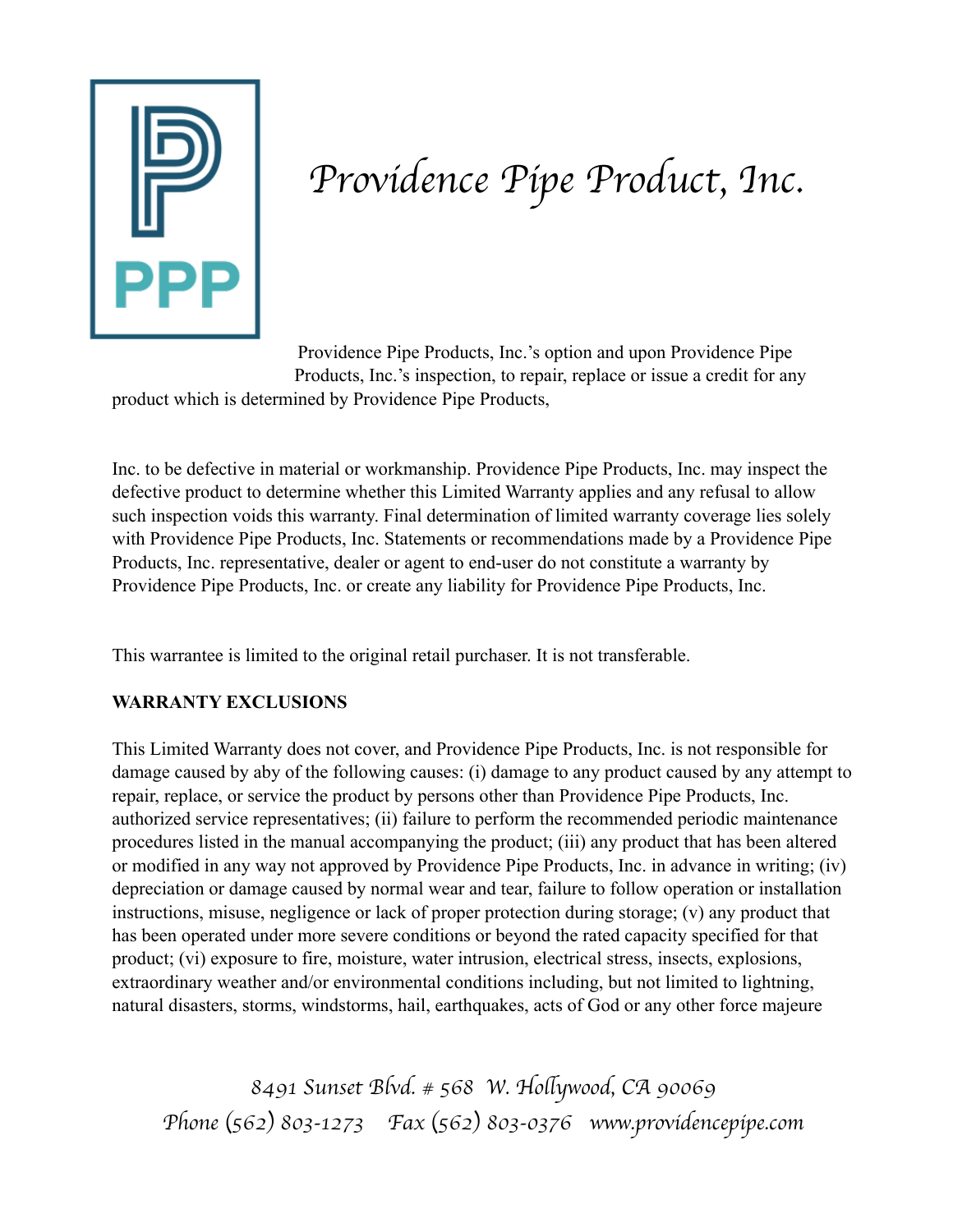# Providence Pipe Product, Inc.

Providence Pipe Products, Inc.'s option and upon Providence Pipe Products, Inc.'s inspection, to repair, replace or issue a credit for any product which is determined by Providence Pipe Products,

Inc. to be defective in material or workmanship. Providence Pipe Products, Inc. may inspect the defective product to determine whether this Limited Warranty applies and any refusal to allow such inspection voids this warranty. Final determination of limited warranty coverage lies solely with Providence Pipe Products, Inc. Statements or recommendations made by a Providence Pipe Products, Inc. representative, dealer or agent to end-user do not constitute a warranty by Providence Pipe Products, Inc. or create any liability for Providence Pipe Products, Inc.

This warrantee is limited to the original retail purchaser. It is not transferable.

**WARRANTY EXCLUSIONS**

This Limited Warranty does not cover, and Providence Pipe Products, Inc. is not responsible for damage caused by aby of the following causes: (i) damage to any product caused by any attempt to repair, replace, or service the product by persons other than Providence Pipe Products, Inc. authorized service representatives; (ii) failure to perform the recommended periodic maintenance procedures listed in the manual accompanying the product; (iii) any product that has been altered or modified in any way not approved by Providence Pipe Products, Inc. in advance in writing; (iv) depreciation or damage caused by normal wear and tear, failure to follow operation or installation instructions, misuse, negligence or lack of proper protection during storage; (v) any product that has been operated under more severe conditions or beyond the rated capacity specified for that product; (vi) exposure to fire, moisture, water intrusion, electrical stress, insects, explosions, extraordinary weather and/or environmental conditions including, but not limited to lightning, natural disasters, storms, windstorms, hail, earthquakes, acts of God or any other force majeure

*8491 Sunset Blvd. # 568 W. Hollywood, CA 90069*
*Phone (562) 803-1273 Fax (562) 803-0376 www.providencepipe.com*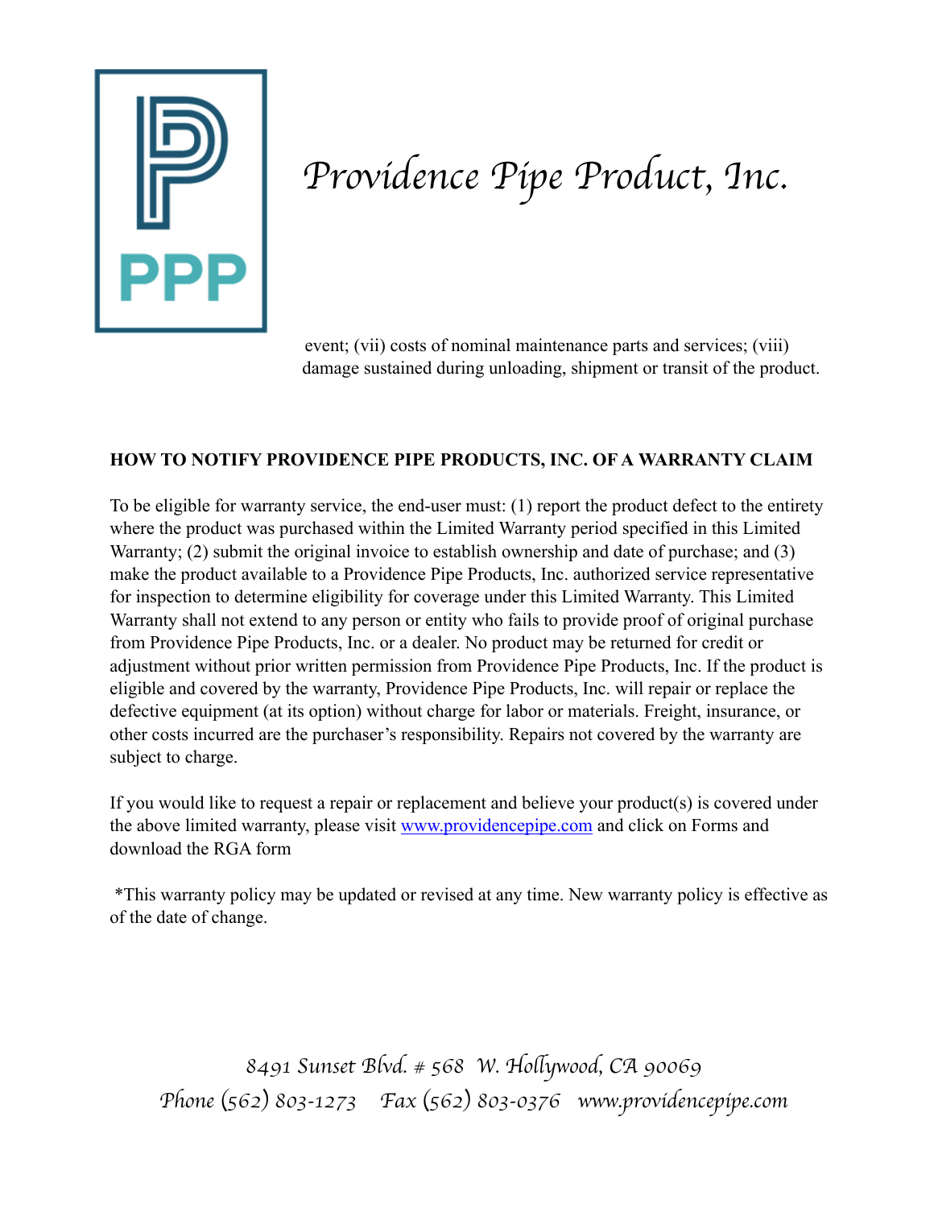# Providence Pipe Product, Inc.

event; (vii) costs of nominal maintenance parts and services; (viii) damage sustained during unloading, shipment or transit of the product.

**HOW TO NOTIFY PROVIDENCE PIPE PRODUCTS, INC. OF A WARRANTY CLAIM**

To be eligible for warranty service, the end-user must: (1) report the product defect to the entirety where the product was purchased within the Limited Warranty period specified in this Limited Warranty; (2) submit the original invoice to establish ownership and date of purchase; and (3) make the product available to a Providence Pipe Products, Inc. authorized service representative for inspection to determine eligibility for coverage under this Limited Warranty. This Limited Warranty shall not extend to any person or entity who fails to provide proof of original purchase from Providence Pipe Products, Inc. or a dealer. No product may be returned for credit or adjustment without prior written permission from Providence Pipe Products, Inc. If the product is eligible and covered by the warranty, Providence Pipe Products, Inc. will repair or replace the defective equipment (at its option) without charge for labor or materials. Freight, insurance, or other costs incurred are the purchaser's responsibility. Repairs not covered by the warranty are subject to charge.

If you would like to request a repair or replacement and believe your product(s) is covered under the above limited warranty, please visit [www.providencepipe.com](http://www.providencepipe.com) and click on Forms and download the RGA form

*This warranty policy may be updated or revised at any time. New warranty policy is effective as of the date of change.

8491 Sunset Blvd. # 568 W. Hollywood, CA 90069

Phone (562) 803-1273 Fax (562) 803-0376 www.providencepipe.com